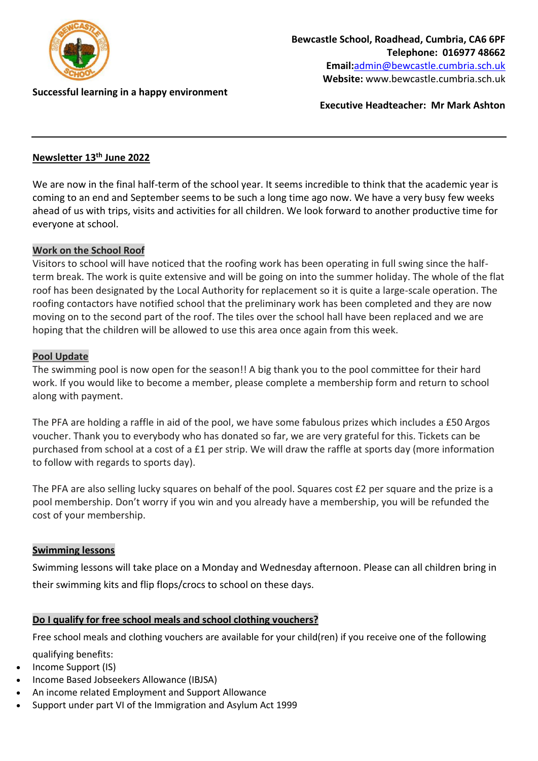Bewcastle School, Roadhead, Cumbria, CA6 6PF
**Telephone: 016977 48662**
**Email:** admin@bewcastle.cumbria.sch.uk
**Website:** www.bewcastle.cumbria.sch.uk

**Successful learning in a happy environment**

**Executive Headteacher: Mr Mark Ashton**

---

## Newsletter 13th June 2022

We are now in the final half-term of the school year. It seems incredible to think that the academic year is coming to an end and September seems to be such a long time ago now. We have a very busy few weeks ahead of us with trips, visits and activities for all children. We look forward to another productive time for everyone at school.

### Work on the School Roof

Visitors to school will have noticed that the roofing work has been operating in full swing since the half-term break. The work is quite extensive and will be going on into the summer holiday. The whole of the flat roof has been designated by the Local Authority for replacement so it is quite a large-scale operation. The roofing contactors have notified school that the preliminary work has been completed and they are now moving on to the second part of the roof. The tiles over the school hall have been replaced and we are hoping that the children will be allowed to use this area once again from this week.

### Pool Update

The swimming pool is now open for the season!! A big thank you to the pool committee for their hard work. If you would like to become a member, please complete a membership form and return to school along with payment.

The PFA are holding a raffle in aid of the pool, we have some fabulous prizes which includes a £50 Argos voucher. Thank you to everybody who has donated so far, we are very grateful for this. Tickets can be purchased from school at a cost of a £1 per strip. We will draw the raffle at sports day (more information to follow with regards to sports day).

The PFA are also selling lucky squares on behalf of the pool. Squares cost £2 per square and the prize is a pool membership. Don't worry if you win and you already have a membership, you will be refunded the cost of your membership.

### Swimming lessons

Swimming lessons will take place on a Monday and Wednesday afternoon. Please can all children bring in their swimming kits and flip flops/crocs to school on these days.

### Do I qualify for free school meals and school clothing vouchers?

Free school meals and clothing vouchers are available for your child(ren) if you receive one of the following qualifying benefits:

- Income Support (IS)
- Income Based Jobseekers Allowance (IBJSA)
- An income related Employment and Support Allowance
- Support under part VI of the Immigration and Asylum Act 1999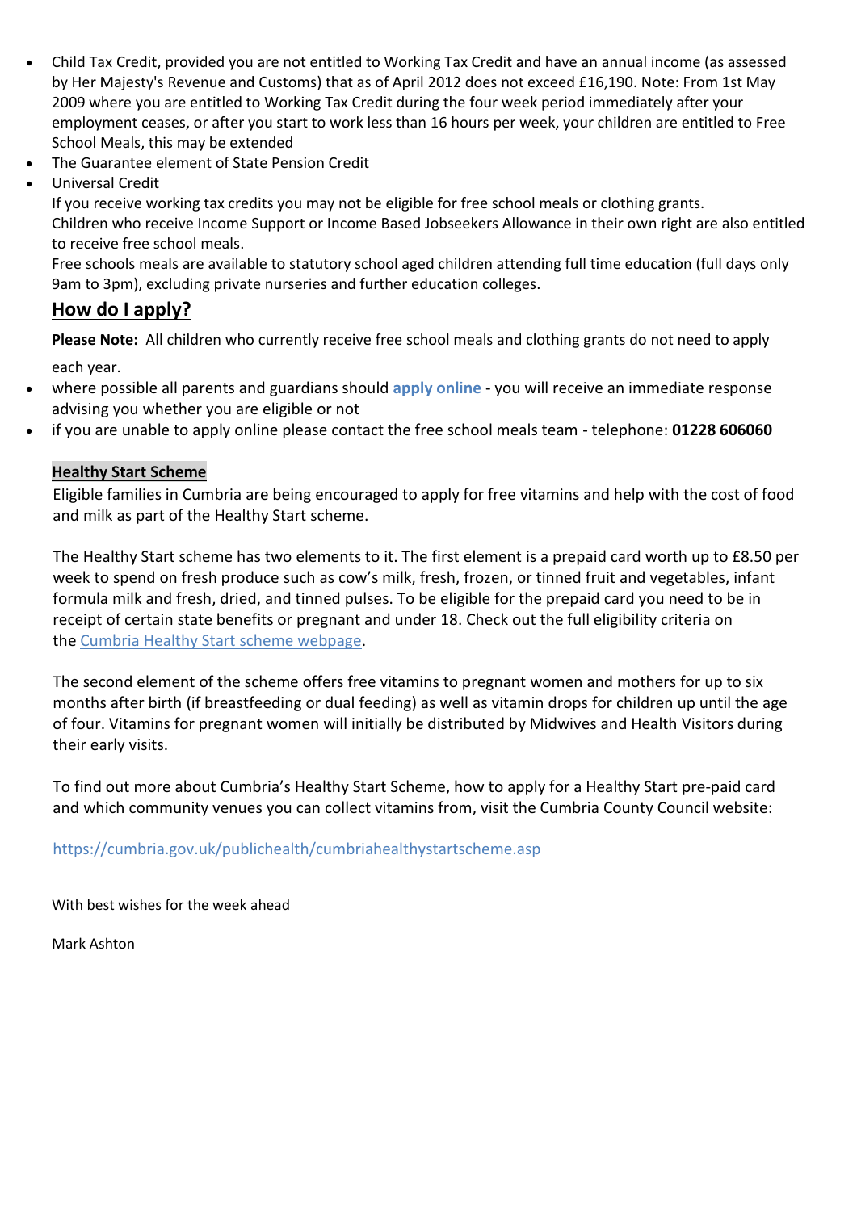- Child Tax Credit, provided you are not entitled to Working Tax Credit and have an annual income (as assessed by Her Majesty's Revenue and Customs) that as of April 2012 does not exceed £16,190. Note: From 1st May 2009 where you are entitled to Working Tax Credit during the four week period immediately after your employment ceases, or after you start to work less than 16 hours per week, your children are entitled to Free School Meals, this may be extended
- The Guarantee element of State Pension Credit
- Universal Credit

  If you receive working tax credits you may not be eligible for free school meals or clothing grants.

  Children who receive Income Support or Income Based Jobseekers Allowance in their own right are also entitled to receive free school meals.

  Free schools meals are available to statutory school aged children attending full time education (full days only 9am to 3pm), excluding private nurseries and further education colleges.

## How do I apply?

**Please Note:** All children who currently receive free school meals and clothing grants do not need to apply each year.

- where possible all parents and guardians should **apply online** - you will receive an immediate response advising you whether you are eligible or not
- if you are unable to apply online please contact the free school meals team - telephone: **01228 606060**

**Healthy Start Scheme**

Eligible families in Cumbria are being encouraged to apply for free vitamins and help with the cost of food and milk as part of the Healthy Start scheme.

The Healthy Start scheme has two elements to it. The first element is a prepaid card worth up to £8.50 per week to spend on fresh produce such as cow's milk, fresh, frozen, or tinned fruit and vegetables, infant formula milk and fresh, dried, and tinned pulses. To be eligible for the prepaid card you need to be in receipt of certain state benefits or pregnant and under 18. Check out the full eligibility criteria on the Cumbria Healthy Start scheme webpage.

The second element of the scheme offers free vitamins to pregnant women and mothers for up to six months after birth (if breastfeeding or dual feeding) as well as vitamin drops for children up until the age of four. Vitamins for pregnant women will initially be distributed by Midwives and Health Visitors during their early visits.

To find out more about Cumbria's Healthy Start Scheme, how to apply for a Healthy Start pre-paid card and which community venues you can collect vitamins from, visit the Cumbria County Council website:

https://cumbria.gov.uk/publichealth/cumbriahealthystartscheme.asp

With best wishes for the week ahead

Mark Ashton